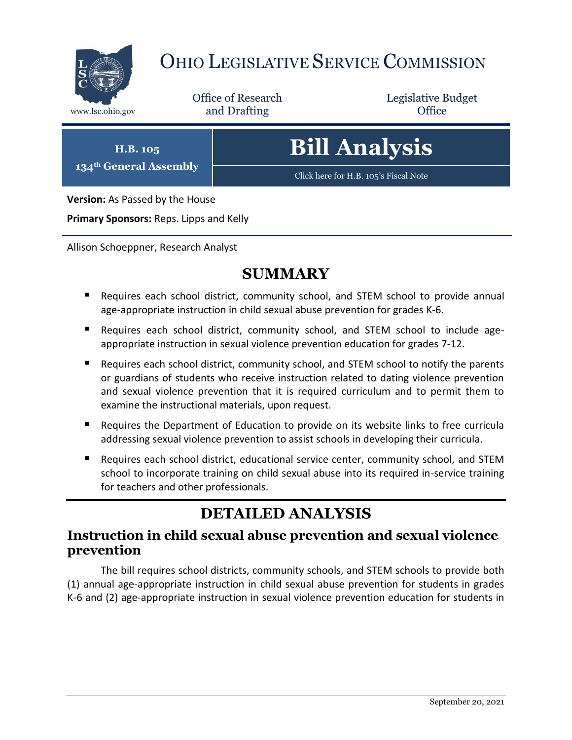# OHIO LEGISLATIVE SERVICE COMMISSION

www.lsc.ohio.gov

Office of Research and Drafting

Legislative Budget Office

**H.B. 105**
**134th General Assembly**

# Bill Analysis

Click here for H.B. 105's Fiscal Note

**Version:** As Passed by the House

**Primary Sponsors:** Reps. Lipps and Kelly

Allison Schoeppner, Research Analyst

## SUMMARY

- Requires each school district, community school, and STEM school to provide annual age-appropriate instruction in child sexual abuse prevention for grades K-6.
- Requires each school district, community school, and STEM school to include age-appropriate instruction in sexual violence prevention education for grades 7-12.
- Requires each school district, community school, and STEM school to notify the parents or guardians of students who receive instruction related to dating violence prevention and sexual violence prevention that it is required curriculum and to permit them to examine the instructional materials, upon request.
- Requires the Department of Education to provide on its website links to free curricula addressing sexual violence prevention to assist schools in developing their curricula.
- Requires each school district, educational service center, community school, and STEM school to incorporate training on child sexual abuse into its required in-service training for teachers and other professionals.

## DETAILED ANALYSIS

### Instruction in child sexual abuse prevention and sexual violence prevention

The bill requires school districts, community schools, and STEM schools to provide both (1) annual age-appropriate instruction in child sexual abuse prevention for students in grades K-6 and (2) age-appropriate instruction in sexual violence prevention education for students in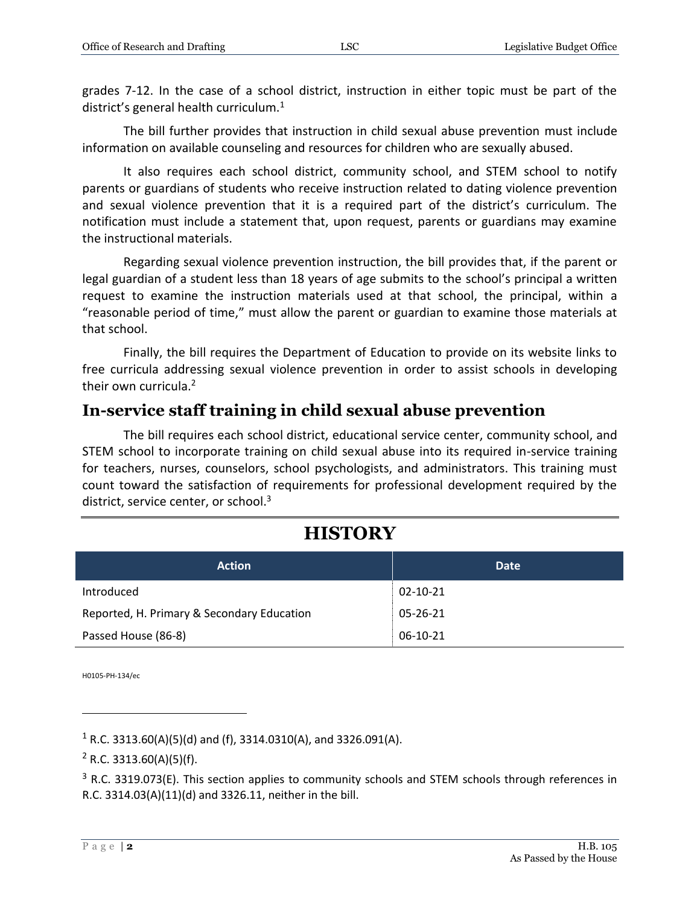grades 7-12. In the case of a school district, instruction in either topic must be part of the district's general health curriculum.[1]

The bill further provides that instruction in child sexual abuse prevention must include information on available counseling and resources for children who are sexually abused.

It also requires each school district, community school, and STEM school to notify parents or guardians of students who receive instruction related to dating violence prevention and sexual violence prevention that it is a required part of the district's curriculum. The notification must include a statement that, upon request, parents or guardians may examine the instructional materials.

Regarding sexual violence prevention instruction, the bill provides that, if the parent or legal guardian of a student less than 18 years of age submits to the school's principal a written request to examine the instruction materials used at that school, the principal, within a "reasonable period of time," must allow the parent or guardian to examine those materials at that school.

Finally, the bill requires the Department of Education to provide on its website links to free curricula addressing sexual violence prevention in order to assist schools in developing their own curricula.[2]

## In-service staff training in child sexual abuse prevention

The bill requires each school district, educational service center, community school, and STEM school to incorporate training on child sexual abuse into its required in-service training for teachers, nurses, counselors, school psychologists, and administrators. This training must count toward the satisfaction of requirements for professional development required by the district, service center, or school.[3]

# HISTORY

| Action | Date |
|---|---|
| Introduced | 02-10-21 |
| Reported, H. Primary & Secondary Education | 05-26-21 |
| Passed House (86-8) | 06-10-21 |

H0105-PH-134/ec

[1] R.C. 3313.60(A)(5)(d) and (f), 3314.0310(A), and 3326.091(A).

[2] R.C. 3313.60(A)(5)(f).

[3] R.C. 3319.073(E). This section applies to community schools and STEM schools through references in R.C. 3314.03(A)(11)(d) and 3326.11, neither in the bill.